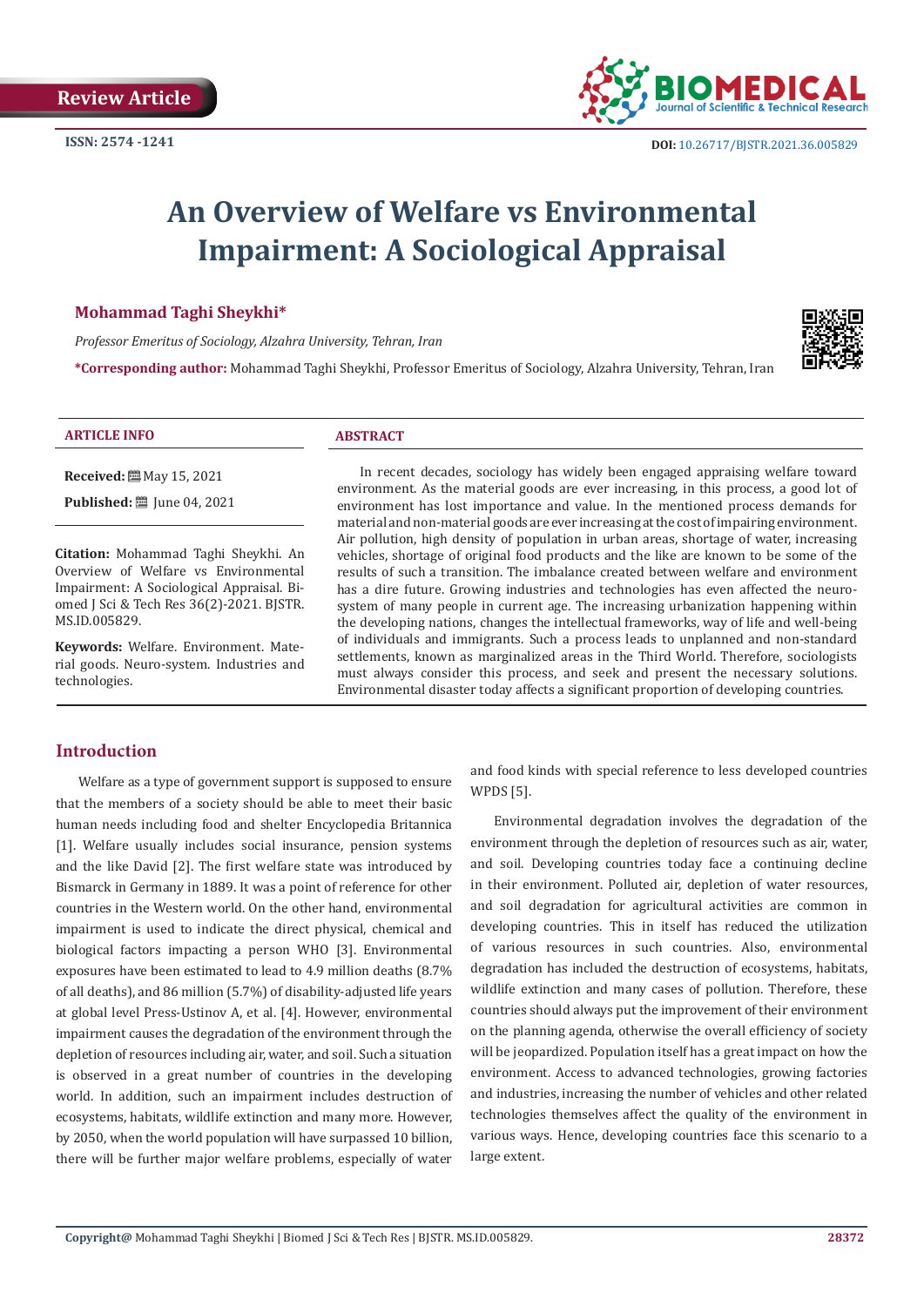Review Article

ISSN: 2574 -1241

DOI: 10.26717/BJSTR.2021.36.005829

# An Overview of Welfare vs Environmental Impairment: A Sociological Appraisal

**Mohammad Taghi Sheykhi***

*Professor Emeritus of Sociology, Alzahra University, Tehran, Iran*

***Corresponding author:** Mohammad Taghi Sheykhi, Professor Emeritus of Sociology, Alzahra University, Tehran, Iran

**ARTICLE INFO**

**Received:** May 15, 2021

**Published:** June 04, 2021

**Citation:** Mohammad Taghi Sheykhi. An Overview of Welfare vs Environmental Impairment: A Sociological Appraisal. Biomed J Sci & Tech Res 36(2)-2021. BJSTR. MS.ID.005829.

**Keywords:** Welfare. Environment. Material goods. Neuro-system. Industries and technologies.

**ABSTRACT**

In recent decades, sociology has widely been engaged appraising welfare toward environment. As the material goods are ever increasing, in this process, a good lot of environment has lost importance and value. In the mentioned process demands for material and non-material goods are ever increasing at the cost of impairing environment. Air pollution, high density of population in urban areas, shortage of water, increasing vehicles, shortage of original food products and the like are known to be some of the results of such a transition. The imbalance created between welfare and environment has a dire future. Growing industries and technologies has even affected the neuro-system of many people in current age. The increasing urbanization happening within the developing nations, changes the intellectual frameworks, way of life and well-being of individuals and immigrants. Such a process leads to unplanned and non-standard settlements, known as marginalized areas in the Third World. Therefore, sociologists must always consider this process, and seek and present the necessary solutions. Environmental disaster today affects a significant proportion of developing countries.

## Introduction

Welfare as a type of government support is supposed to ensure that the members of a society should be able to meet their basic human needs including food and shelter Encyclopedia Britannica [1]. Welfare usually includes social insurance, pension systems and the like David [2]. The first welfare state was introduced by Bismarck in Germany in 1889. It was a point of reference for other countries in the Western world. On the other hand, environmental impairment is used to indicate the direct physical, chemical and biological factors impacting a person WHO [3]. Environmental exposures have been estimated to lead to 4.9 million deaths (8.7% of all deaths), and 86 million (5.7%) of disability-adjusted life years at global level Press-Ustinov A, et al. [4]. However, environmental impairment causes the degradation of the environment through the depletion of resources including air, water, and soil. Such a situation is observed in a great number of countries in the developing world. In addition, such an impairment includes destruction of ecosystems, habitats, wildlife extinction and many more. However, by 2050, when the world population will have surpassed 10 billion, there will be further major welfare problems, especially of water and food kinds with special reference to less developed countries WPDS [5].

Environmental degradation involves the degradation of the environment through the depletion of resources such as air, water, and soil. Developing countries today face a continuing decline in their environment. Polluted air, depletion of water resources, and soil degradation for agricultural activities are common in developing countries. This in itself has reduced the utilization of various resources in such countries. Also, environmental degradation has included the destruction of ecosystems, habitats, wildlife extinction and many cases of pollution. Therefore, these countries should always put the improvement of their environment on the planning agenda, otherwise the overall efficiency of society will be jeopardized. Population itself has a great impact on how the environment. Access to advanced technologies, growing factories and industries, increasing the number of vehicles and other related technologies themselves affect the quality of the environment in various ways. Hence, developing countries face this scenario to a large extent.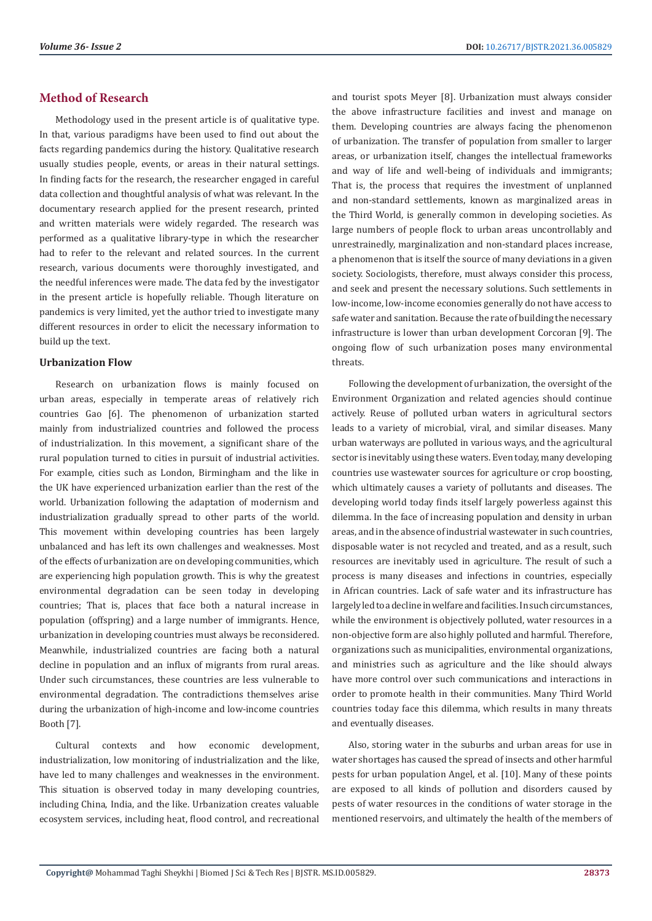## Method of Research

Methodology used in the present article is of qualitative type. In that, various paradigms have been used to find out about the facts regarding pandemics during the history. Qualitative research usually studies people, events, or areas in their natural settings. In finding facts for the research, the researcher engaged in careful data collection and thoughtful analysis of what was relevant. In the documentary research applied for the present research, printed and written materials were widely regarded. The research was performed as a qualitative library-type in which the researcher had to refer to the relevant and related sources. In the current research, various documents were thoroughly investigated, and the needful inferences were made. The data fed by the investigator in the present article is hopefully reliable. Though literature on pandemics is very limited, yet the author tried to investigate many different resources in order to elicit the necessary information to build up the text.

### Urbanization Flow

Research on urbanization flows is mainly focused on urban areas, especially in temperate areas of relatively rich countries Gao [6]. The phenomenon of urbanization started mainly from industrialized countries and followed the process of industrialization. In this movement, a significant share of the rural population turned to cities in pursuit of industrial activities. For example, cities such as London, Birmingham and the like in the UK have experienced urbanization earlier than the rest of the world. Urbanization following the adaptation of modernism and industrialization gradually spread to other parts of the world. This movement within developing countries has been largely unbalanced and has left its own challenges and weaknesses. Most of the effects of urbanization are on developing communities, which are experiencing high population growth. This is why the greatest environmental degradation can be seen today in developing countries; That is, places that face both a natural increase in population (offspring) and a large number of immigrants. Hence, urbanization in developing countries must always be reconsidered. Meanwhile, industrialized countries are facing both a natural decline in population and an influx of migrants from rural areas. Under such circumstances, these countries are less vulnerable to environmental degradation. The contradictions themselves arise during the urbanization of high-income and low-income countries Booth [7].

Cultural contexts and how economic development, industrialization, low monitoring of industrialization and the like, have led to many challenges and weaknesses in the environment. This situation is observed today in many developing countries, including China, India, and the like. Urbanization creates valuable ecosystem services, including heat, flood control, and recreational and tourist spots Meyer [8]. Urbanization must always consider the above infrastructure facilities and invest and manage on them. Developing countries are always facing the phenomenon of urbanization. The transfer of population from smaller to larger areas, or urbanization itself, changes the intellectual frameworks and way of life and well-being of individuals and immigrants; That is, the process that requires the investment of unplanned and non-standard settlements, known as marginalized areas in the Third World, is generally common in developing societies. As large numbers of people flock to urban areas uncontrollably and unrestrainedly, marginalization and non-standard places increase, a phenomenon that is itself the source of many deviations in a given society. Sociologists, therefore, must always consider this process, and seek and present the necessary solutions. Such settlements in low-income, low-income economies generally do not have access to safe water and sanitation. Because the rate of building the necessary infrastructure is lower than urban development Corcoran [9]. The ongoing flow of such urbanization poses many environmental threats.

Following the development of urbanization, the oversight of the Environment Organization and related agencies should continue actively. Reuse of polluted urban waters in agricultural sectors leads to a variety of microbial, viral, and similar diseases. Many urban waterways are polluted in various ways, and the agricultural sector is inevitably using these waters. Even today, many developing countries use wastewater sources for agriculture or crop boosting, which ultimately causes a variety of pollutants and diseases. The developing world today finds itself largely powerless against this dilemma. In the face of increasing population and density in urban areas, and in the absence of industrial wastewater in such countries, disposable water is not recycled and treated, and as a result, such resources are inevitably used in agriculture. The result of such a process is many diseases and infections in countries, especially in African countries. Lack of safe water and its infrastructure has largely led to a decline in welfare and facilities. In such circumstances, while the environment is objectively polluted, water resources in a non-objective form are also highly polluted and harmful. Therefore, organizations such as municipalities, environmental organizations, and ministries such as agriculture and the like should always have more control over such communications and interactions in order to promote health in their communities. Many Third World countries today face this dilemma, which results in many threats and eventually diseases.

Also, storing water in the suburbs and urban areas for use in water shortages has caused the spread of insects and other harmful pests for urban population Angel, et al. [10]. Many of these points are exposed to all kinds of pollution and disorders caused by pests of water resources in the conditions of water storage in the mentioned reservoirs, and ultimately the health of the members of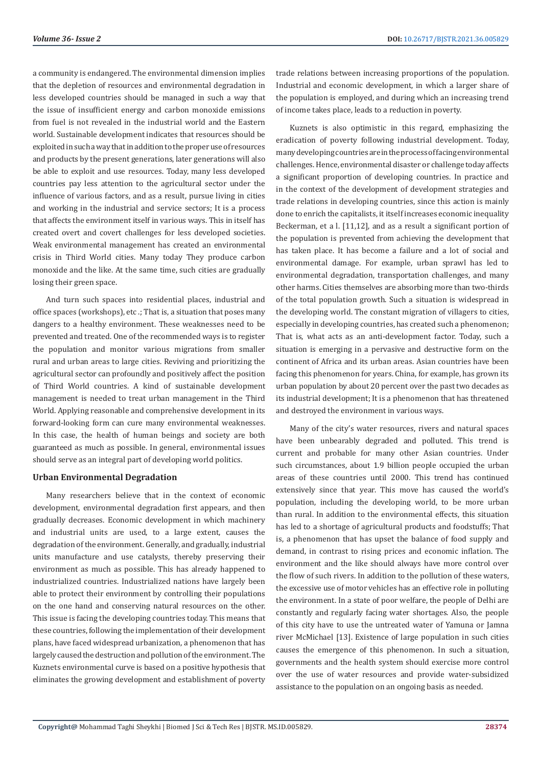a community is endangered. The environmental dimension implies that the depletion of resources and environmental degradation in less developed countries should be managed in such a way that the issue of insufficient energy and carbon monoxide emissions from fuel is not revealed in the industrial world and the Eastern world. Sustainable development indicates that resources should be exploited in such a way that in addition to the proper use of resources and products by the present generations, later generations will also be able to exploit and use resources. Today, many less developed countries pay less attention to the agricultural sector under the influence of various factors, and as a result, pursue living in cities and working in the industrial and service sectors; It is a process that affects the environment itself in various ways. This in itself has created overt and covert challenges for less developed societies. Weak environmental management has created an environmental crisis in Third World cities. Many today They produce carbon monoxide and the like. At the same time, such cities are gradually losing their green space.

And turn such spaces into residential places, industrial and office spaces (workshops), etc .; That is, a situation that poses many dangers to a healthy environment. These weaknesses need to be prevented and treated. One of the recommended ways is to register the population and monitor various migrations from smaller rural and urban areas to large cities. Reviving and prioritizing the agricultural sector can profoundly and positively affect the position of Third World countries. A kind of sustainable development management is needed to treat urban management in the Third World. Applying reasonable and comprehensive development in its forward-looking form can cure many environmental weaknesses. In this case, the health of human beings and society are both guaranteed as much as possible. In general, environmental issues should serve as an integral part of developing world politics.

## Urban Environmental Degradation

Many researchers believe that in the context of economic development, environmental degradation first appears, and then gradually decreases. Economic development in which machinery and industrial units are used, to a large extent, causes the degradation of the environment. Generally, and gradually, industrial units manufacture and use catalysts, thereby preserving their environment as much as possible. This has already happened to industrialized countries. Industrialized nations have largely been able to protect their environment by controlling their populations on the one hand and conserving natural resources on the other. This issue is facing the developing countries today. This means that these countries, following the implementation of their development plans, have faced widespread urbanization, a phenomenon that has largely caused the destruction and pollution of the environment. The Kuznets environmental curve is based on a positive hypothesis that eliminates the growing development and establishment of poverty trade relations between increasing proportions of the population. Industrial and economic development, in which a larger share of the population is employed, and during which an increasing trend of income takes place, leads to a reduction in poverty.

Kuznets is also optimistic in this regard, emphasizing the eradication of poverty following industrial development. Today, many developing countries are in the process of facing environmental challenges. Hence, environmental disaster or challenge today affects a significant proportion of developing countries. In practice and in the context of the development of development strategies and trade relations in developing countries, since this action is mainly done to enrich the capitalists, it itself increases economic inequality Beckerman, et a l. [11,12], and as a result a significant portion of the population is prevented from achieving the development that has taken place. It has become a failure and a lot of social and environmental damage. For example, urban sprawl has led to environmental degradation, transportation challenges, and many other harms. Cities themselves are absorbing more than two-thirds of the total population growth. Such a situation is widespread in the developing world. The constant migration of villagers to cities, especially in developing countries, has created such a phenomenon; That is, what acts as an anti-development factor. Today, such a situation is emerging in a pervasive and destructive form on the continent of Africa and its urban areas. Asian countries have been facing this phenomenon for years. China, for example, has grown its urban population by about 20 percent over the past two decades as its industrial development; It is a phenomenon that has threatened and destroyed the environment in various ways.

Many of the city's water resources, rivers and natural spaces have been unbearably degraded and polluted. This trend is current and probable for many other Asian countries. Under such circumstances, about 1.9 billion people occupied the urban areas of these countries until 2000. This trend has continued extensively since that year. This move has caused the world's population, including the developing world, to be more urban than rural. In addition to the environmental effects, this situation has led to a shortage of agricultural products and foodstuffs; That is, a phenomenon that has upset the balance of food supply and demand, in contrast to rising prices and economic inflation. The environment and the like should always have more control over the flow of such rivers. In addition to the pollution of these waters, the excessive use of motor vehicles has an effective role in polluting the environment. In a state of poor welfare, the people of Delhi are constantly and regularly facing water shortages. Also, the people of this city have to use the untreated water of Yamuna or Jamna river McMichael [13]. Existence of large population in such cities causes the emergence of this phenomenon. In such a situation, governments and the health system should exercise more control over the use of water resources and provide water-subsidized assistance to the population on an ongoing basis as needed.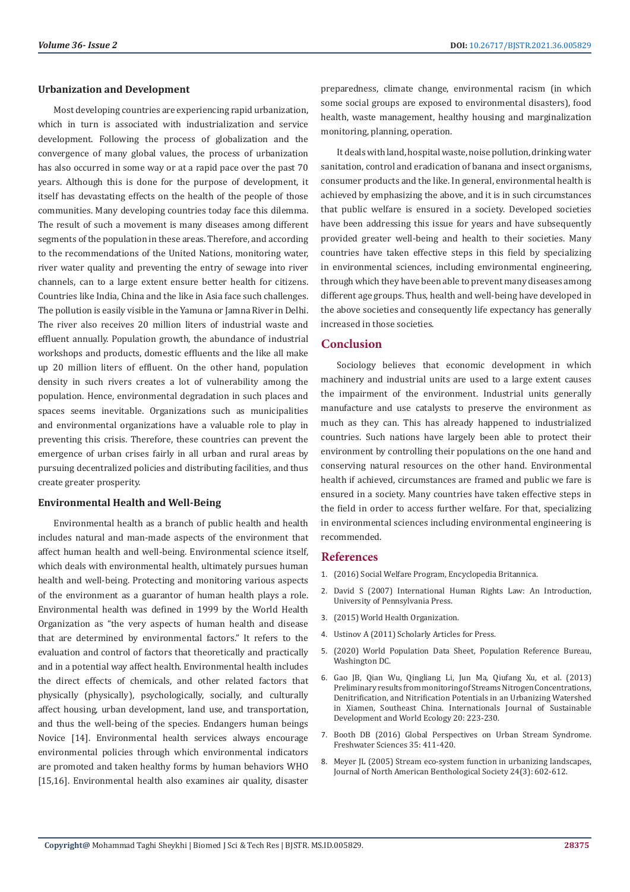### Urbanization and Development

Most developing countries are experiencing rapid urbanization, which in turn is associated with industrialization and service development. Following the process of globalization and the convergence of many global values, the process of urbanization has also occurred in some way or at a rapid pace over the past 70 years. Although this is done for the purpose of development, it itself has devastating effects on the health of the people of those communities. Many developing countries today face this dilemma. The result of such a movement is many diseases among different segments of the population in these areas. Therefore, and according to the recommendations of the United Nations, monitoring water, river water quality and preventing the entry of sewage into river channels, can to a large extent ensure better health for citizens. Countries like India, China and the like in Asia face such challenges. The pollution is easily visible in the Yamuna or Jamna River in Delhi. The river also receives 20 million liters of industrial waste and effluent annually. Population growth, the abundance of industrial workshops and products, domestic effluents and the like all make up 20 million liters of effluent. On the other hand, population density in such rivers creates a lot of vulnerability among the population. Hence, environmental degradation in such places and spaces seems inevitable. Organizations such as municipalities and environmental organizations have a valuable role to play in preventing this crisis. Therefore, these countries can prevent the emergence of urban crises fairly in all urban and rural areas by pursuing decentralized policies and distributing facilities, and thus create greater prosperity.

### Environmental Health and Well-Being

Environmental health as a branch of public health and health includes natural and man-made aspects of the environment that affect human health and well-being. Environmental science itself, which deals with environmental health, ultimately pursues human health and well-being. Protecting and monitoring various aspects of the environment as a guarantor of human health plays a role. Environmental health was defined in 1999 by the World Health Organization as "the very aspects of human health and disease that are determined by environmental factors." It refers to the evaluation and control of factors that theoretically and practically and in a potential way affect health. Environmental health includes the direct effects of chemicals, and other related factors that physically (physically), psychologically, socially, and culturally affect housing, urban development, land use, and transportation, and thus the well-being of the species. Endangers human beings Novice [14]. Environmental health services always encourage environmental policies through which environmental indicators are promoted and taken healthy forms by human behaviors WHO [15,16]. Environmental health also examines air quality, disaster preparedness, climate change, environmental racism (in which some social groups are exposed to environmental disasters), food health, waste management, healthy housing and marginalization monitoring, planning, operation.

It deals with land, hospital waste, noise pollution, drinking water sanitation, control and eradication of banana and insect organisms, consumer products and the like. In general, environmental health is achieved by emphasizing the above, and it is in such circumstances that public welfare is ensured in a society. Developed societies have been addressing this issue for years and have subsequently provided greater well-being and health to their societies. Many countries have taken effective steps in this field by specializing in environmental sciences, including environmental engineering, through which they have been able to prevent many diseases among different age groups. Thus, health and well-being have developed in the above societies and consequently life expectancy has generally increased in those societies.

## Conclusion

Sociology believes that economic development in which machinery and industrial units are used to a large extent causes the impairment of the environment. Industrial units generally manufacture and use catalysts to preserve the environment as much as they can. This has already happened to industrialized countries. Such nations have largely been able to protect their environment by controlling their populations on the one hand and conserving natural resources on the other hand. Environmental health if achieved, circumstances are framed and public we fare is ensured in a society. Many countries have taken effective steps in the field in order to access further welfare. For that, specializing in environmental sciences including environmental engineering is recommended.

## References

1. (2016) Social Welfare Program, Encyclopedia Britannica.
2. David S (2007) International Human Rights Law: An Introduction, University of Pennsylvania Press.
3. (2015) World Health Organization.
4. Ustinov A (2011) Scholarly Articles for Press.
5. (2020) World Population Data Sheet, Population Reference Bureau, Washington DC.
6. Gao JB, Qian Wu, Qingliang Li, Jun Ma, Qiufang Xu, et al. (2013) Preliminary results from monitoring of Streams Nitrogen Concentrations, Denitrification, and Nitrification Potentials in an Urbanizing Watershed in Xiamen, Southeast China. Internationals Journal of Sustainable Development and World Ecology 20: 223-230.
7. Booth DB (2016) Global Perspectives on Urban Stream Syndrome. Freshwater Sciences 35: 411-420.
8. Meyer JL (2005) Stream eco-system function in urbanizing landscapes, Journal of North American Benthological Society 24(3): 602-612.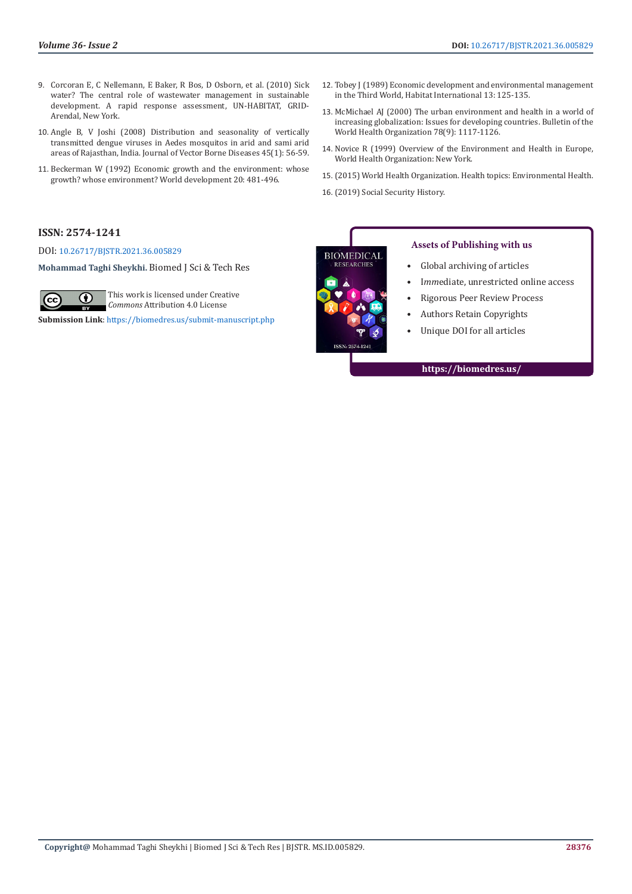9. Corcoran E, C Nellemann, E Baker, R Bos, D Osborn, et al. (2010) Sick water? The central role of wastewater management in sustainable development. A rapid response assessment, UN-HABITAT, GRID-Arendal, New York.
10. Angle B, V Joshi (2008) Distribution and seasonality of vertically transmitted dengue viruses in Aedes mosquitos in arid and sami arid areas of Rajasthan, India. Journal of Vector Borne Diseases 45(1): 56-59.
11. Beckerman W (1992) Economic growth and the environment: whose growth? whose environment? World development 20: 481-496.
12. Tobey J (1989) Economic development and environmental management in the Third World, Habitat International 13: 125-135.
13. McMichael AJ (2000) The urban environment and health in a world of increasing globalization: Issues for developing countries. Bulletin of the World Health Organization 78(9): 1117-1126.
14. Novice R (1999) Overview of the Environment and Health in Europe, World Health Organization: New York.
15. (2015) World Health Organization. Health topics: Environmental Health.
16. (2019) Social Security History.

**ISSN: 2574-1241**

DOI: 10.26717/BJSTR.2021.36.005829

**Mohammad Taghi Sheykhi.** Biomed J Sci & Tech Res

This work is licensed under Creative *Commons* Attribution 4.0 License

**Submission Link**: https://biomedres.us/submit-manuscript.php

**Assets of Publishing with us**

- Global archiving of articles
- Immediate, unrestricted online access
- Rigorous Peer Review Process
- Authors Retain Copyrights
- Unique DOI for all articles

**https://biomedres.us/**